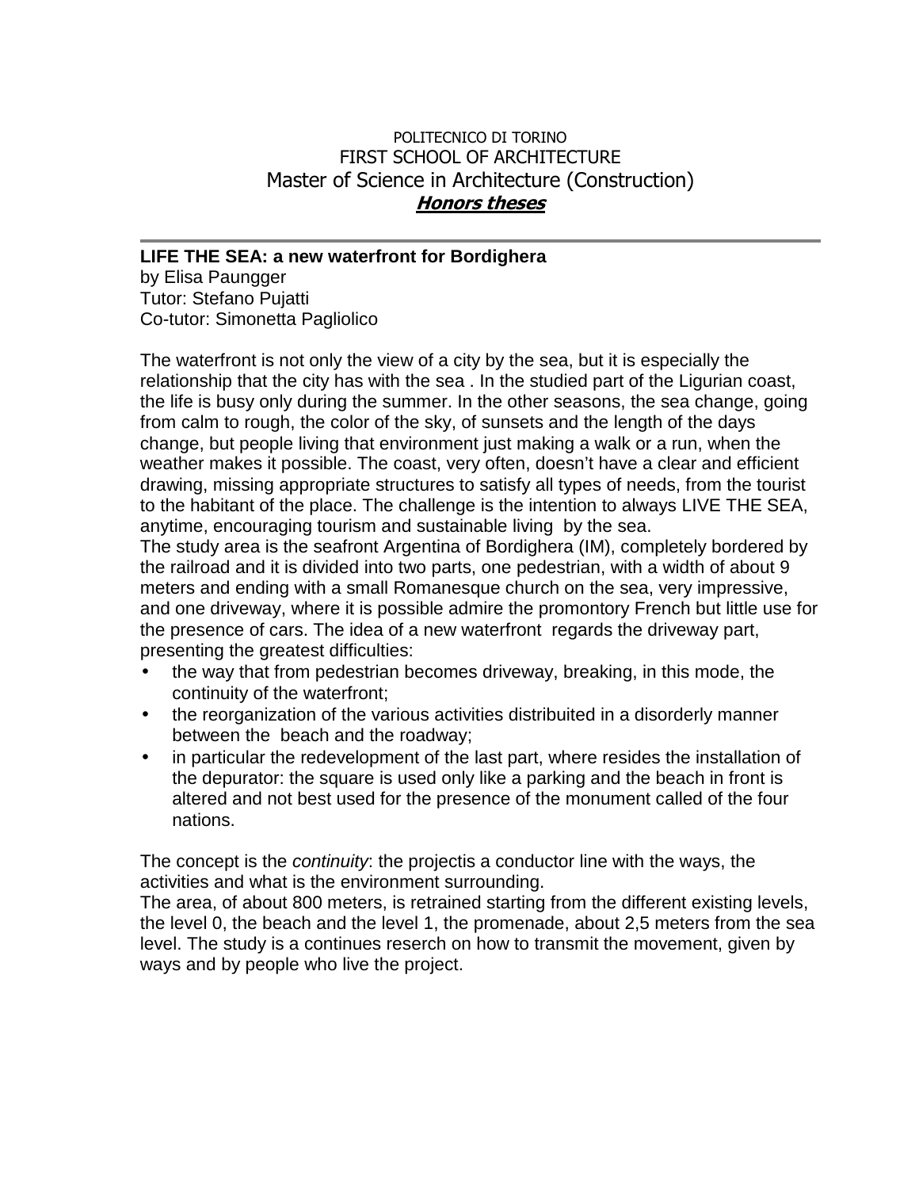POLITECNICO DI TORINO
FIRST SCHOOL OF ARCHITECTURE
Master of Science in Architecture (Construction)
***Honors theses***

---

**LIFE THE SEA: a new waterfront for Bordighera**
by Elisa Paungger
Tutor: Stefano Pujatti
Co-tutor: Simonetta Pagliolico

The waterfront is not only the view of a city by the sea, but it is especially the relationship that the city has with the sea . In the studied part of the Ligurian coast, the life is busy only during the summer. In the other seasons, the sea change, going from calm to rough, the color of the sky, of sunsets and the length of the days change, but people living that environment just making a walk or a run, when the weather makes it possible. The coast, very often, doesn't have a clear and efficient drawing, missing appropriate structures to satisfy all types of needs, from the tourist to the habitant of the place. The challenge is the intention to always LIVE THE SEA, anytime, encouraging tourism and sustainable living by the sea.
The study area is the seafront Argentina of Bordighera (IM), completely bordered by the railroad and it is divided into two parts, one pedestrian, with a width of about 9 meters and ending with a small Romanesque church on the sea, very impressive, and one driveway, where it is possible admire the promontory French but little use for the presence of cars. The idea of a new waterfront regards the driveway part, presenting the greatest difficulties:

- the way that from pedestrian becomes driveway, breaking, in this mode, the continuity of the waterfront;
- the reorganization of the various activities distribuited in a disorderly manner between the beach and the roadway;
- in particular the redevelopment of the last part, where resides the installation of the depurator: the square is used only like a parking and the beach in front is altered and not best used for the presence of the monument called of the four nations.

The concept is the *continuity*: the projectis a conductor line with the ways, the activities and what is the environment surrounding.
The area, of about 800 meters, is retrained starting from the different existing levels, the level 0, the beach and the level 1, the promenade, about 2,5 meters from the sea level. The study is a continues reserch on how to transmit the movement, given by ways and by people who live the project.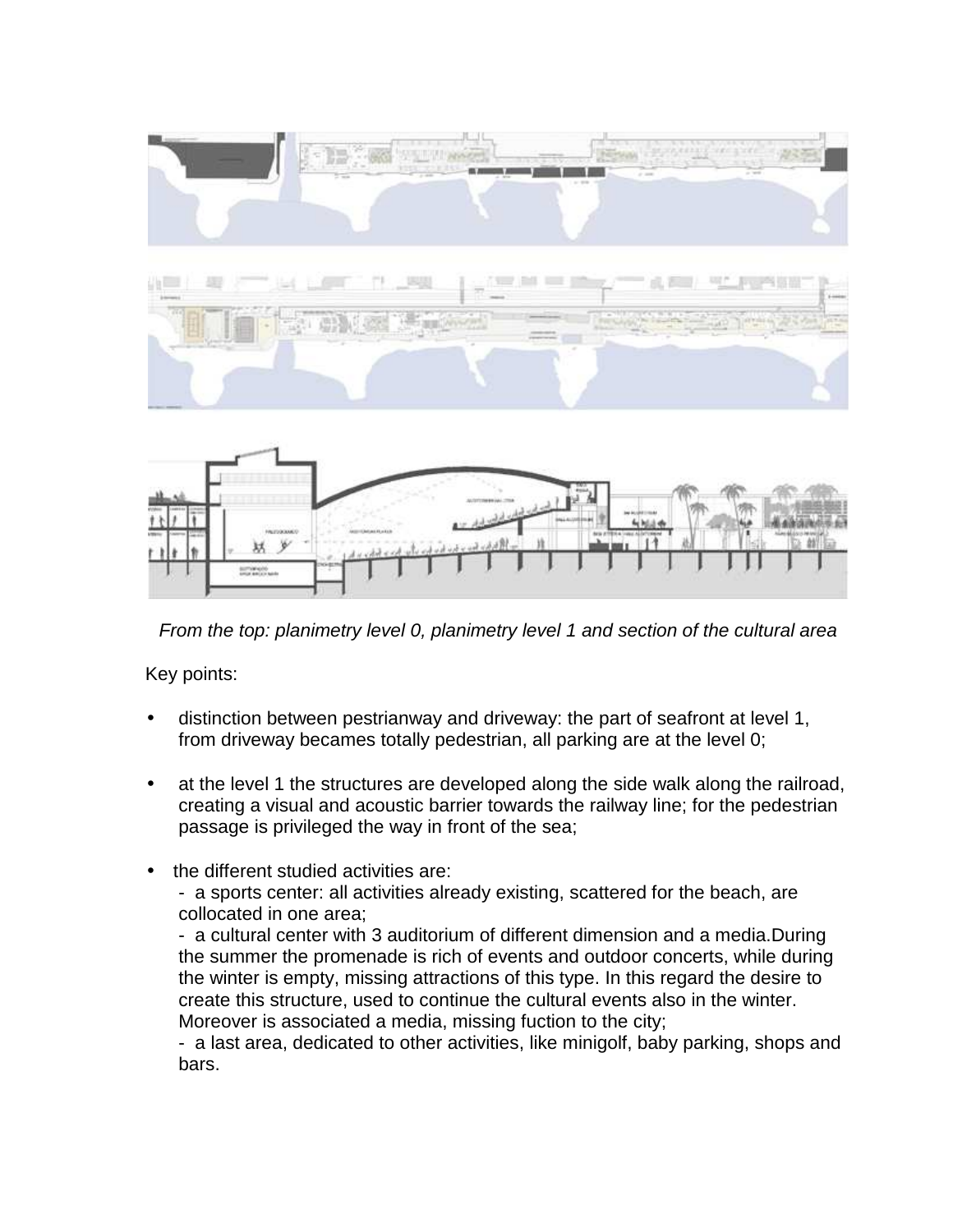*From the top: planimetry level 0, planimetry level 1 and section of the cultural area*

Key points:

- distinction between pestrianway and driveway: the part of seafront at level 1, from driveway becames totally pedestrian, all parking are at the level 0;

- at the level 1 the structures are developed along the side walk along the railroad, creating a visual and acoustic barrier towards the railway line; for the pedestrian passage is privileged the way in front of the sea;

- the different studied activities are:
  - a sports center: all activities already existing, scattered for the beach, are collocated in one area;
  - a cultural center with 3 auditorium of different dimension and a media.During the summer the promenade is rich of events and outdoor concerts, while during the winter is empty, missing attractions of this type. In this regard the desire to create this structure, used to continue the cultural events also in the winter. Moreover is associated a media, missing fuction to the city;
  - a last area, dedicated to other activities, like minigolf, baby parking, shops and bars.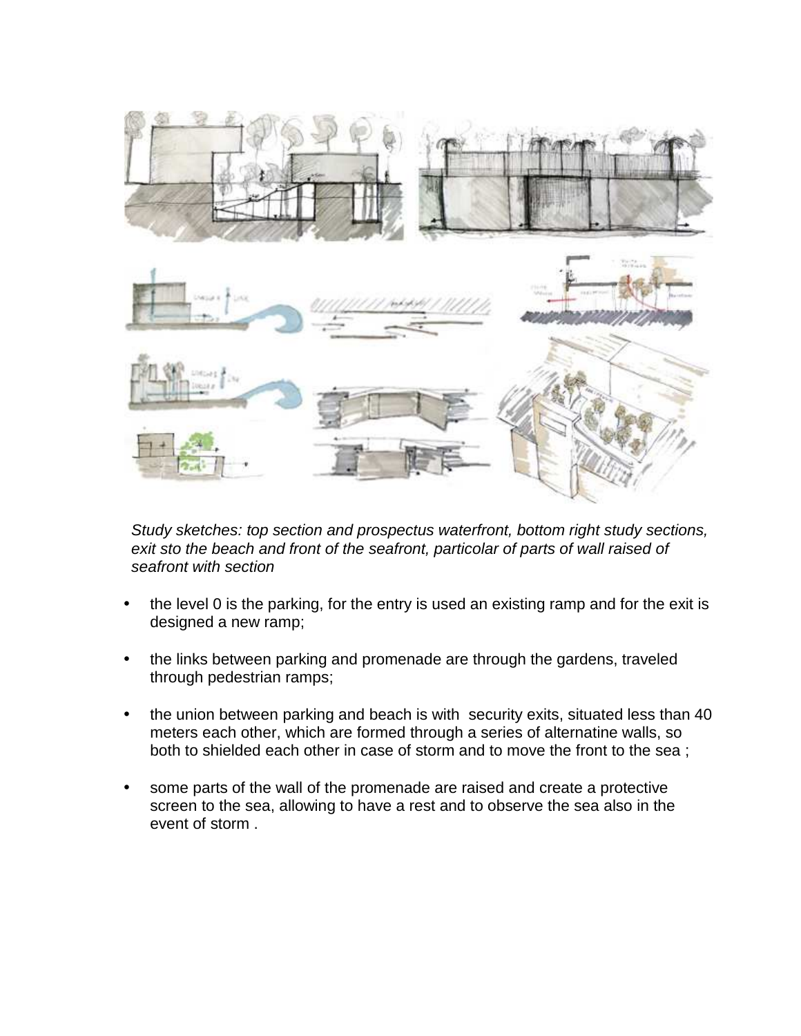*Study sketches: top section and prospectus waterfront, bottom right study sections, exit sto the beach and front of the seafront, particolar of parts of wall raised of seafront with section*

- the level 0 is the parking, for the entry is used an existing ramp and for the exit is designed a new ramp;
- the links between parking and promenade are through the gardens, traveled through pedestrian ramps;
- the union between parking and beach is with security exits, situated less than 40 meters each other, which are formed through a series of alternatine walls, so both to shielded each other in case of storm and to move the front to the sea ;
- some parts of the wall of the promenade are raised and create a protective screen to the sea, allowing to have a rest and to observe the sea also in the event of storm .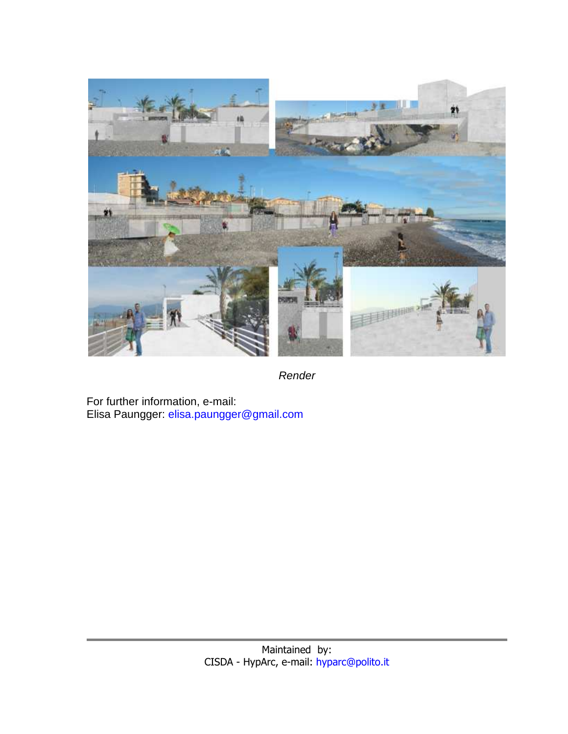*Render*

For further information, e-mail:
Elisa Paungger: elisa.paungger@gmail.com

Maintained by:
CISDA - HypArc, e-mail: hyparc@polito.it